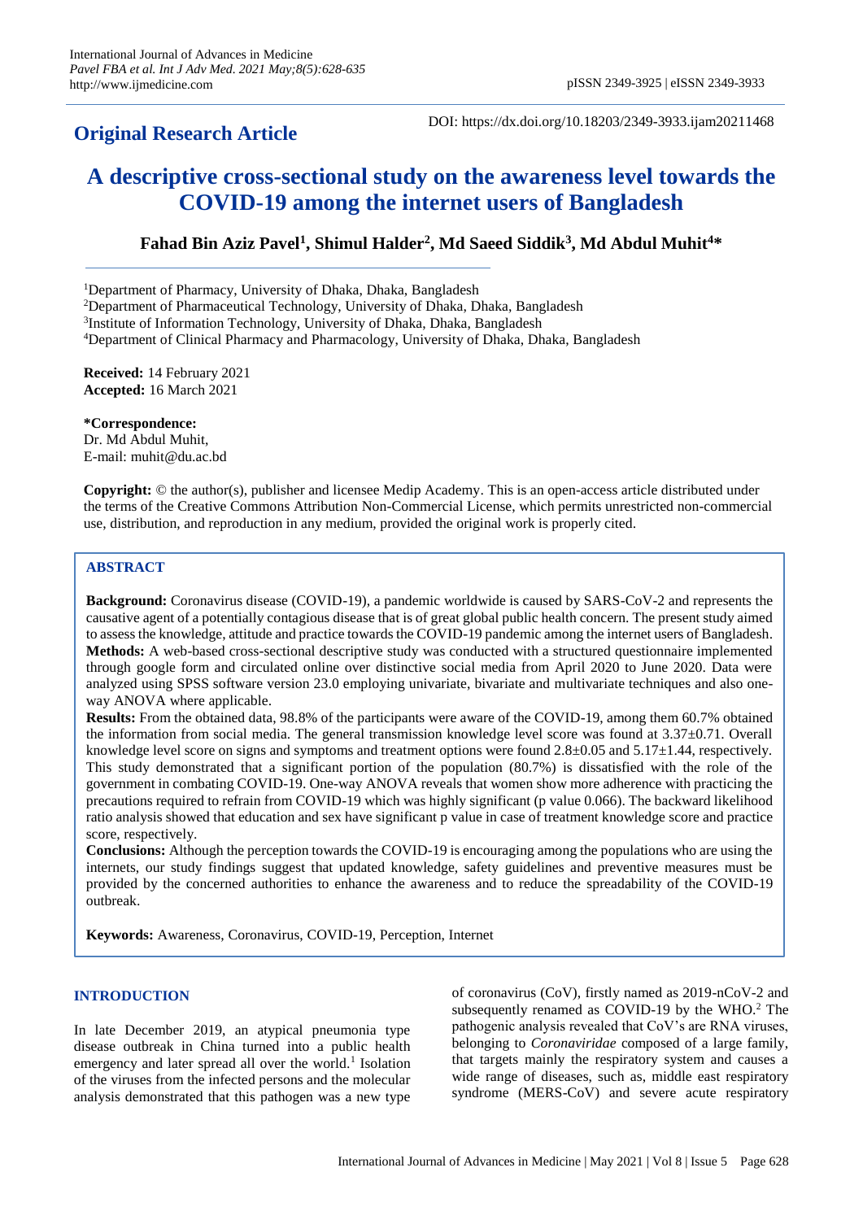## Original Research Article

DOI: https://dx.doi.org/10.18203/2349-3933.ijam20211468

# A descriptive cross-sectional study on the awareness level towards the COVID-19 among the internet users of Bangladesh

**Fahad Bin Aziz Pavel[1], Shimul Halder[2], Md Saeed Siddik[3], Md Abdul Muhit[4]***

[1]Department of Pharmacy, University of Dhaka, Dhaka, Bangladesh
[2]Department of Pharmaceutical Technology, University of Dhaka, Dhaka, Bangladesh
[3]Institute of Information Technology, University of Dhaka, Dhaka, Bangladesh
[4]Department of Clinical Pharmacy and Pharmacology, University of Dhaka, Dhaka, Bangladesh

**Received:** 14 February 2021
**Accepted:** 16 March 2021

***Correspondence:**
Dr. Md Abdul Muhit,
E-mail: muhit@du.ac.bd

**Copyright:** © the author(s), publisher and licensee Medip Academy. This is an open-access article distributed under the terms of the Creative Commons Attribution Non-Commercial License, which permits unrestricted non-commercial use, distribution, and reproduction in any medium, provided the original work is properly cited.

## ABSTRACT

**Background:** Coronavirus disease (COVID-19), a pandemic worldwide is caused by SARS-CoV-2 and represents the causative agent of a potentially contagious disease that is of great global public health concern. The present study aimed to assess the knowledge, attitude and practice towards the COVID-19 pandemic among the internet users of Bangladesh.
**Methods:** A web-based cross-sectional descriptive study was conducted with a structured questionnaire implemented through google form and circulated online over distinctive social media from April 2020 to June 2020. Data were analyzed using SPSS software version 23.0 employing univariate, bivariate and multivariate techniques and also one-way ANOVA where applicable.
**Results:** From the obtained data, 98.8% of the participants were aware of the COVID-19, among them 60.7% obtained the information from social media. The general transmission knowledge level score was found at 3.37±0.71. Overall knowledge level score on signs and symptoms and treatment options were found 2.8±0.05 and 5.17±1.44, respectively. This study demonstrated that a significant portion of the population (80.7%) is dissatisfied with the role of the government in combating COVID-19. One-way ANOVA reveals that women show more adherence with practicing the precautions required to refrain from COVID-19 which was highly significant (p value 0.066). The backward likelihood ratio analysis showed that education and sex have significant p value in case of treatment knowledge score and practice score, respectively.
**Conclusions:** Although the perception towards the COVID-19 is encouraging among the populations who are using the internets, our study findings suggest that updated knowledge, safety guidelines and preventive measures must be provided by the concerned authorities to enhance the awareness and to reduce the spreadability of the COVID-19 outbreak.

**Keywords:** Awareness, Coronavirus, COVID-19, Perception, Internet

## INTRODUCTION

In late December 2019, an atypical pneumonia type disease outbreak in China turned into a public health emergency and later spread all over the world.[1] Isolation of the viruses from the infected persons and the molecular analysis demonstrated that this pathogen was a new type of coronavirus (CoV), firstly named as 2019-nCoV-2 and subsequently renamed as COVID-19 by the WHO.[2] The pathogenic analysis revealed that CoV's are RNA viruses, belonging to *Coronaviridae* composed of a large family, that targets mainly the respiratory system and causes a wide range of diseases, such as, middle east respiratory syndrome (MERS-CoV) and severe acute respiratory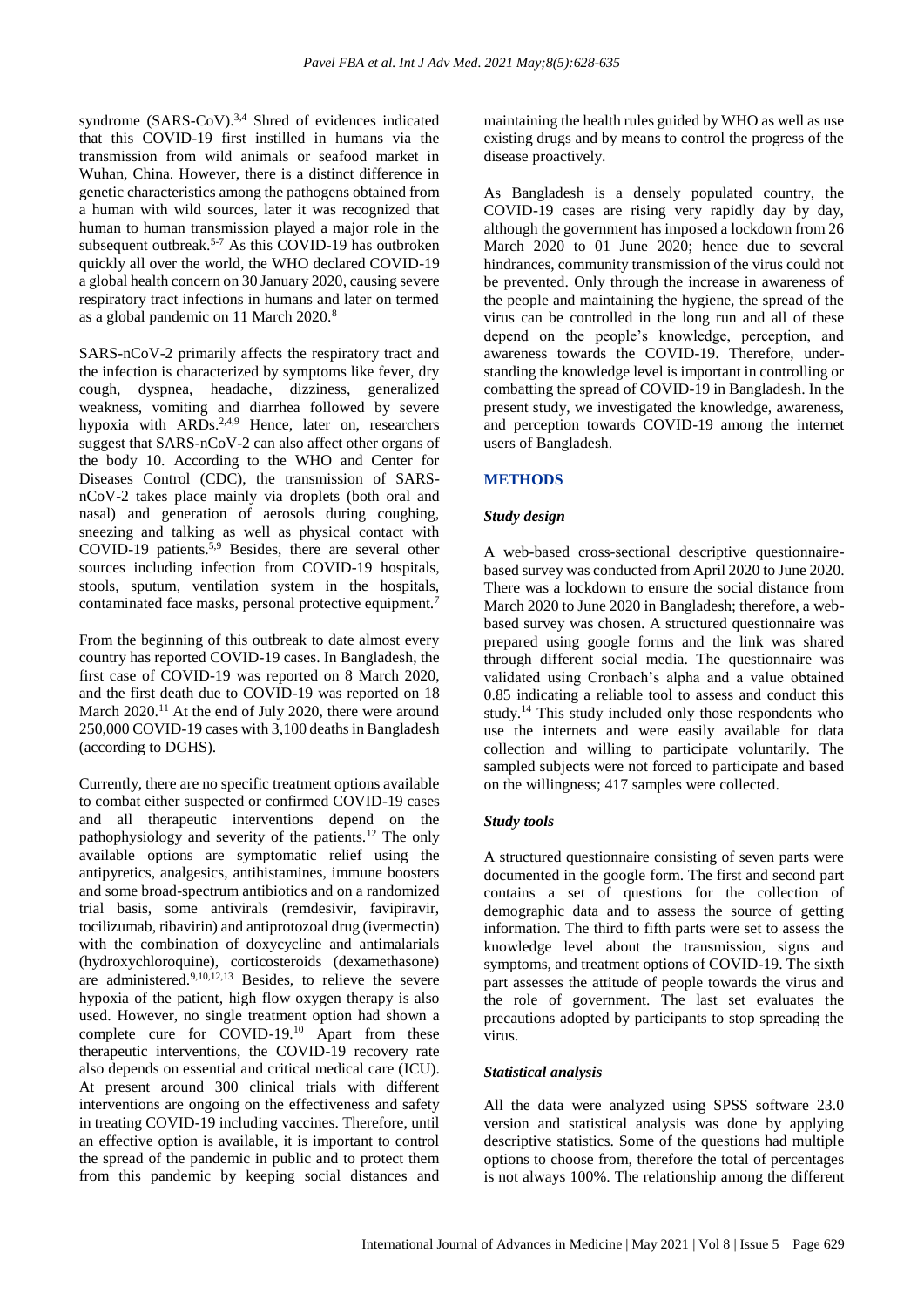syndrome (SARS-CoV).[3,4] Shred of evidences indicated that this COVID-19 first instilled in humans via the transmission from wild animals or seafood market in Wuhan, China. However, there is a distinct difference in genetic characteristics among the pathogens obtained from a human with wild sources, later it was recognized that human to human transmission played a major role in the subsequent outbreak.[5-7] As this COVID-19 has outbroken quickly all over the world, the WHO declared COVID-19 a global health concern on 30 January 2020, causing severe respiratory tract infections in humans and later on termed as a global pandemic on 11 March 2020.[8]

SARS-nCoV-2 primarily affects the respiratory tract and the infection is characterized by symptoms like fever, dry cough, dyspnea, headache, dizziness, generalized weakness, vomiting and diarrhea followed by severe hypoxia with ARDs.[2,4,9] Hence, later on, researchers suggest that SARS-nCoV-2 can also affect other organs of the body 10. According to the WHO and Center for Diseases Control (CDC), the transmission of SARS-nCoV-2 takes place mainly via droplets (both oral and nasal) and generation of aerosols during coughing, sneezing and talking as well as physical contact with COVID-19 patients.[5,9] Besides, there are several other sources including infection from COVID-19 hospitals, stools, sputum, ventilation system in the hospitals, contaminated face masks, personal protective equipment.[7]

From the beginning of this outbreak to date almost every country has reported COVID-19 cases. In Bangladesh, the first case of COVID-19 was reported on 8 March 2020, and the first death due to COVID-19 was reported on 18 March 2020.[11] At the end of July 2020, there were around 250,000 COVID-19 cases with 3,100 deaths in Bangladesh (according to DGHS).

Currently, there are no specific treatment options available to combat either suspected or confirmed COVID-19 cases and all therapeutic interventions depend on the pathophysiology and severity of the patients.[12] The only available options are symptomatic relief using the antipyretics, analgesics, antihistamines, immune boosters and some broad-spectrum antibiotics and on a randomized trial basis, some antivirals (remdesivir, favipiravir, tocilizumab, ribavirin) and antiprotozoal drug (ivermectin) with the combination of doxycycline and antimalarials (hydroxychloroquine), corticosteroids (dexamethasone) are administered.[9,10,12,13] Besides, to relieve the severe hypoxia of the patient, high flow oxygen therapy is also used. However, no single treatment option had shown a complete cure for COVID-19.[10] Apart from these therapeutic interventions, the COVID-19 recovery rate also depends on essential and critical medical care (ICU). At present around 300 clinical trials with different interventions are ongoing on the effectiveness and safety in treating COVID-19 including vaccines. Therefore, until an effective option is available, it is important to control the spread of the pandemic in public and to protect them from this pandemic by keeping social distances and maintaining the health rules guided by WHO as well as use existing drugs and by means to control the progress of the disease proactively.

As Bangladesh is a densely populated country, the COVID-19 cases are rising very rapidly day by day, although the government has imposed a lockdown from 26 March 2020 to 01 June 2020; hence due to several hindrances, community transmission of the virus could not be prevented. Only through the increase in awareness of the people and maintaining the hygiene, the spread of the virus can be controlled in the long run and all of these depend on the people's knowledge, perception, and awareness towards the COVID-19. Therefore, understanding the knowledge level is important in controlling or combatting the spread of COVID-19 in Bangladesh. In the present study, we investigated the knowledge, awareness, and perception towards COVID-19 among the internet users of Bangladesh.

## METHODS

### *Study design*

A web-based cross-sectional descriptive questionnaire-based survey was conducted from April 2020 to June 2020. There was a lockdown to ensure the social distance from March 2020 to June 2020 in Bangladesh; therefore, a web-based survey was chosen. A structured questionnaire was prepared using google forms and the link was shared through different social media. The questionnaire was validated using Cronbach's alpha and a value obtained 0.85 indicating a reliable tool to assess and conduct this study.[14] This study included only those respondents who use the internets and were easily available for data collection and willing to participate voluntarily. The sampled subjects were not forced to participate and based on the willingness; 417 samples were collected.

### *Study tools*

A structured questionnaire consisting of seven parts were documented in the google form. The first and second part contains a set of questions for the collection of demographic data and to assess the source of getting information. The third to fifth parts were set to assess the knowledge level about the transmission, signs and symptoms, and treatment options of COVID-19. The sixth part assesses the attitude of people towards the virus and the role of government. The last set evaluates the precautions adopted by participants to stop spreading the virus.

### *Statistical analysis*

All the data were analyzed using SPSS software 23.0 version and statistical analysis was done by applying descriptive statistics. Some of the questions had multiple options to choose from, therefore the total of percentages is not always 100%. The relationship among the different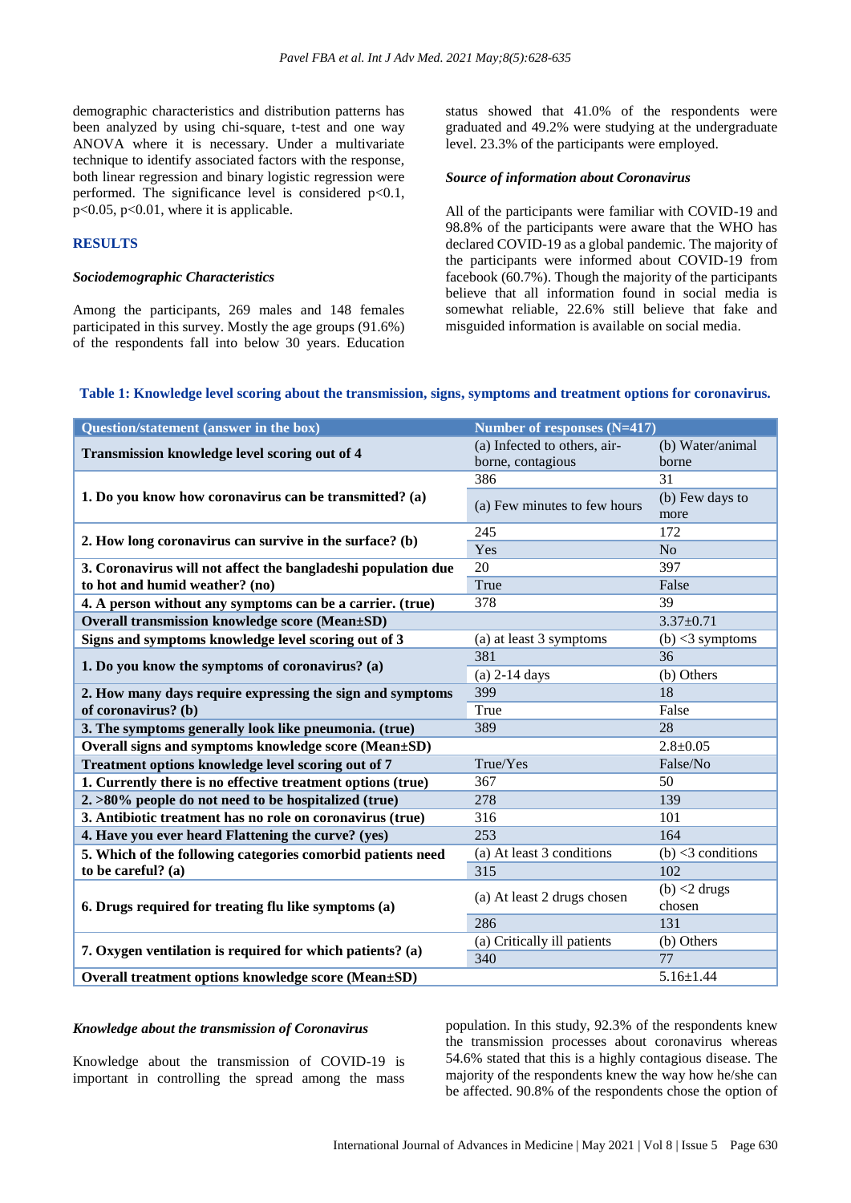demographic characteristics and distribution patterns has been analyzed by using chi-square, t-test and one way ANOVA where it is necessary. Under a multivariate technique to identify associated factors with the response, both linear regression and binary logistic regression were performed. The significance level is considered p<0.1, p<0.05, p<0.01, where it is applicable.

## RESULTS

### *Sociodemographic Characteristics*

Among the participants, 269 males and 148 females participated in this survey. Mostly the age groups (91.6%) of the respondents fall into below 30 years. Education status showed that 41.0% of the respondents were graduated and 49.2% were studying at the undergraduate level. 23.3% of the participants were employed.

### *Source of information about Coronavirus*

All of the participants were familiar with COVID-19 and 98.8% of the participants were aware that the WHO has declared COVID-19 as a global pandemic. The majority of the participants were informed about COVID-19 from facebook (60.7%). Though the majority of the participants believe that all information found in social media is somewhat reliable, 22.6% still believe that fake and misguided information is available on social media.

**Table 1: Knowledge level scoring about the transmission, signs, symptoms and treatment options for coronavirus.**

| Question/statement (answer in the box) | Number of responses (N=417) | |
|---|---|---|
| **Transmission knowledge level scoring out of 4** | (a) Infected to others, air-borne, contagious | (b) Water/animal borne |
| **1. Do you know how coronavirus can be transmitted? (a)** | 386 | 31 |
| | (a) Few minutes to few hours | (b) Few days to more |
| **2. How long coronavirus can survive in the surface? (b)** | 245 | 172 |
| | Yes | No |
| **3. Coronavirus will not affect the bangladeshi population due to hot and humid weather? (no)** | 20 | 397 |
| | True | False |
| **4. A person without any symptoms can be a carrier. (true)** | 378 | 39 |
| **Overall transmission knowledge score (Mean±SD)** | | 3.37±0.71 |
| **Signs and symptoms knowledge level scoring out of 3** | (a) at least 3 symptoms | (b) <3 symptoms |
| **1. Do you know the symptoms of coronavirus? (a)** | 381 | 36 |
| | (a) 2-14 days | (b) Others |
| **2. How many days require expressing the sign and symptoms of coronavirus? (b)** | 399 | 18 |
| | True | False |
| **3. The symptoms generally look like pneumonia. (true)** | 389 | 28 |
| **Overall signs and symptoms knowledge score (Mean±SD)** | | 2.8±0.05 |
| **Treatment options knowledge level scoring out of 7** | True/Yes | False/No |
| **1. Currently there is no effective treatment options (true)** | 367 | 50 |
| **2. >80% people do not need to be hospitalized (true)** | 278 | 139 |
| **3. Antibiotic treatment has no role on coronavirus (true)** | 316 | 101 |
| **4. Have you ever heard Flattening the curve? (yes)** | 253 | 164 |
| **5. Which of the following categories comorbid patients need to be careful? (a)** | (a) At least 3 conditions | (b) <3 conditions |
| | 315 | 102 |
| **6. Drugs required for treating flu like symptoms (a)** | (a) At least 2 drugs chosen | (b) <2 drugs chosen |
| | 286 | 131 |
| **7. Oxygen ventilation is required for which patients? (a)** | (a) Critically ill patients | (b) Others |
| | 340 | 77 |
| **Overall treatment options knowledge score (Mean±SD)** | | 5.16±1.44 |

### *Knowledge about the transmission of Coronavirus*

Knowledge about the transmission of COVID-19 is important in controlling the spread among the mass population. In this study, 92.3% of the respondents knew the transmission processes about coronavirus whereas 54.6% stated that this is a highly contagious disease. The majority of the respondents knew the way how he/she can be affected. 90.8% of the respondents chose the option of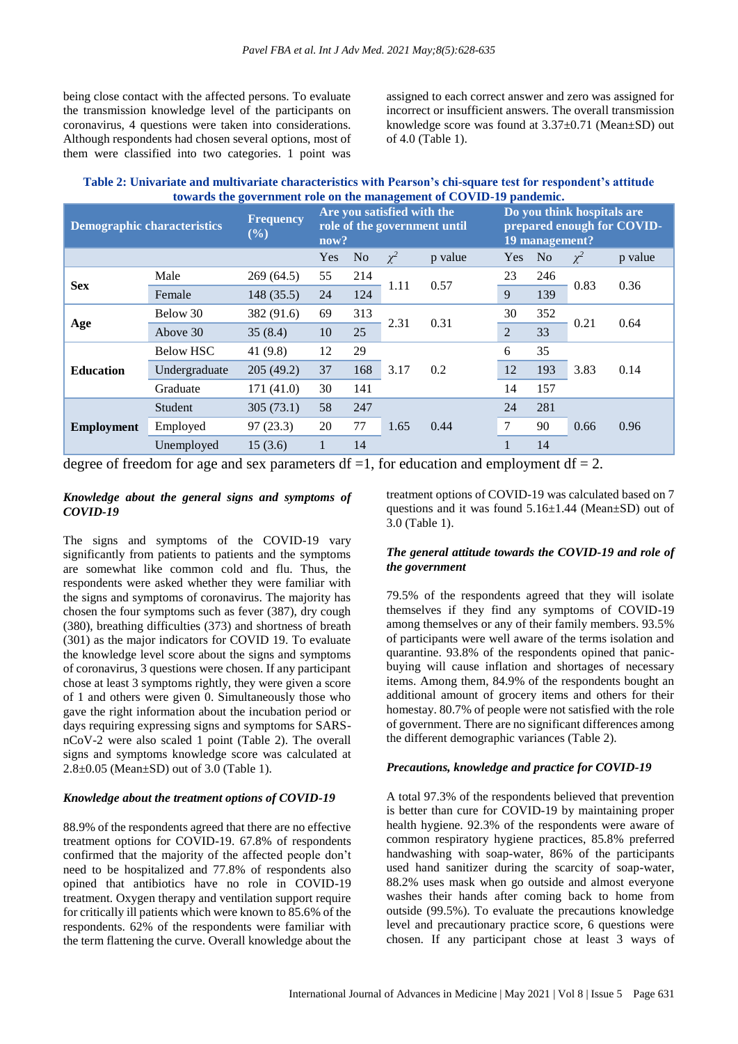being close contact with the affected persons. To evaluate the transmission knowledge level of the participants on coronavirus, 4 questions were taken into considerations. Although respondents had chosen several options, most of them were classified into two categories. 1 point was assigned to each correct answer and zero was assigned for incorrect or insufficient answers. The overall transmission knowledge score was found at 3.37±0.71 (Mean±SD) out of 4.0 (Table 1).

**Table 2: Univariate and multivariate characteristics with Pearson's chi-square test for respondent's attitude towards the government role on the management of COVID-19 pandemic.**

| Demographic characteristics | | Frequency (%) | Are you satisfied with the role of the government until now? | | | | Do you think hospitals are prepared enough for COVID-19 management? | | | |
|---|---|---|---|---|---|---|---|---|---|---|
| | | | Yes | No | $\chi^2$ | p value | Yes | No | $\chi^2$ | p value |
| **Sex** | Male | 269 (64.5) | 55 | 214 | 1.11 | 0.57 | 23 | 246 | 0.83 | 0.36 |
| | Female | 148 (35.5) | 24 | 124 | | | 9 | 139 | | |
| **Age** | Below 30 | 382 (91.6) | 69 | 313 | 2.31 | 0.31 | 30 | 352 | 0.21 | 0.64 |
| | Above 30 | 35 (8.4) | 10 | 25 | | | 2 | 33 | | |
| **Education** | Below HSC | 41 (9.8) | 12 | 29 | 3.17 | 0.2 | 6 | 35 | 3.83 | 0.14 |
| | Undergraduate | 205 (49.2) | 37 | 168 | | | 12 | 193 | | |
| | Graduate | 171 (41.0) | 30 | 141 | | | 14 | 157 | | |
| **Employment** | Student | 305 (73.1) | 58 | 247 | 1.65 | 0.44 | 24 | 281 | 0.66 | 0.96 |
| | Employed | 97 (23.3) | 20 | 77 | | | 7 | 90 | | |
| | Unemployed | 15 (3.6) | 1 | 14 | | | 1 | 14 | | |

degree of freedom for age and sex parameters df =1, for education and employment df = 2.

### *Knowledge about the general signs and symptoms of COVID-19*

The signs and symptoms of the COVID-19 vary significantly from patients to patients and the symptoms are somewhat like common cold and flu. Thus, the respondents were asked whether they were familiar with the signs and symptoms of coronavirus. The majority has chosen the four symptoms such as fever (387), dry cough (380), breathing difficulties (373) and shortness of breath (301) as the major indicators for COVID 19. To evaluate the knowledge level score about the signs and symptoms of coronavirus, 3 questions were chosen. If any participant chose at least 3 symptoms rightly, they were given a score of 1 and others were given 0. Simultaneously those who gave the right information about the incubation period or days requiring expressing signs and symptoms for SARS-nCoV-2 were also scaled 1 point (Table 2). The overall signs and symptoms knowledge score was calculated at 2.8±0.05 (Mean±SD) out of 3.0 (Table 1).

### *Knowledge about the treatment options of COVID-19*

88.9% of the respondents agreed that there are no effective treatment options for COVID-19. 67.8% of respondents confirmed that the majority of the affected people don't need to be hospitalized and 77.8% of respondents also opined that antibiotics have no role in COVID-19 treatment. Oxygen therapy and ventilation support require for critically ill patients which were known to 85.6% of the respondents. 62% of the respondents were familiar with the term flattening the curve. Overall knowledge about the treatment options of COVID-19 was calculated based on 7 questions and it was found 5.16±1.44 (Mean±SD) out of 3.0 (Table 1).

### *The general attitude towards the COVID-19 and role of the government*

79.5% of the respondents agreed that they will isolate themselves if they find any symptoms of COVID-19 among themselves or any of their family members. 93.5% of participants were well aware of the terms isolation and quarantine. 93.8% of the respondents opined that panic-buying will cause inflation and shortages of necessary items. Among them, 84.9% of the respondents bought an additional amount of grocery items and others for their homestay. 80.7% of people were not satisfied with the role of government. There are no significant differences among the different demographic variances (Table 2).

### *Precautions, knowledge and practice for COVID-19*

A total 97.3% of the respondents believed that prevention is better than cure for COVID-19 by maintaining proper health hygiene. 92.3% of the respondents were aware of common respiratory hygiene practices, 85.8% preferred handwashing with soap-water, 86% of the participants used hand sanitizer during the scarcity of soap-water, 88.2% uses mask when go outside and almost everyone washes their hands after coming back to home from outside (99.5%). To evaluate the precautions knowledge level and precautionary practice score, 6 questions were chosen. If any participant chose at least 3 ways of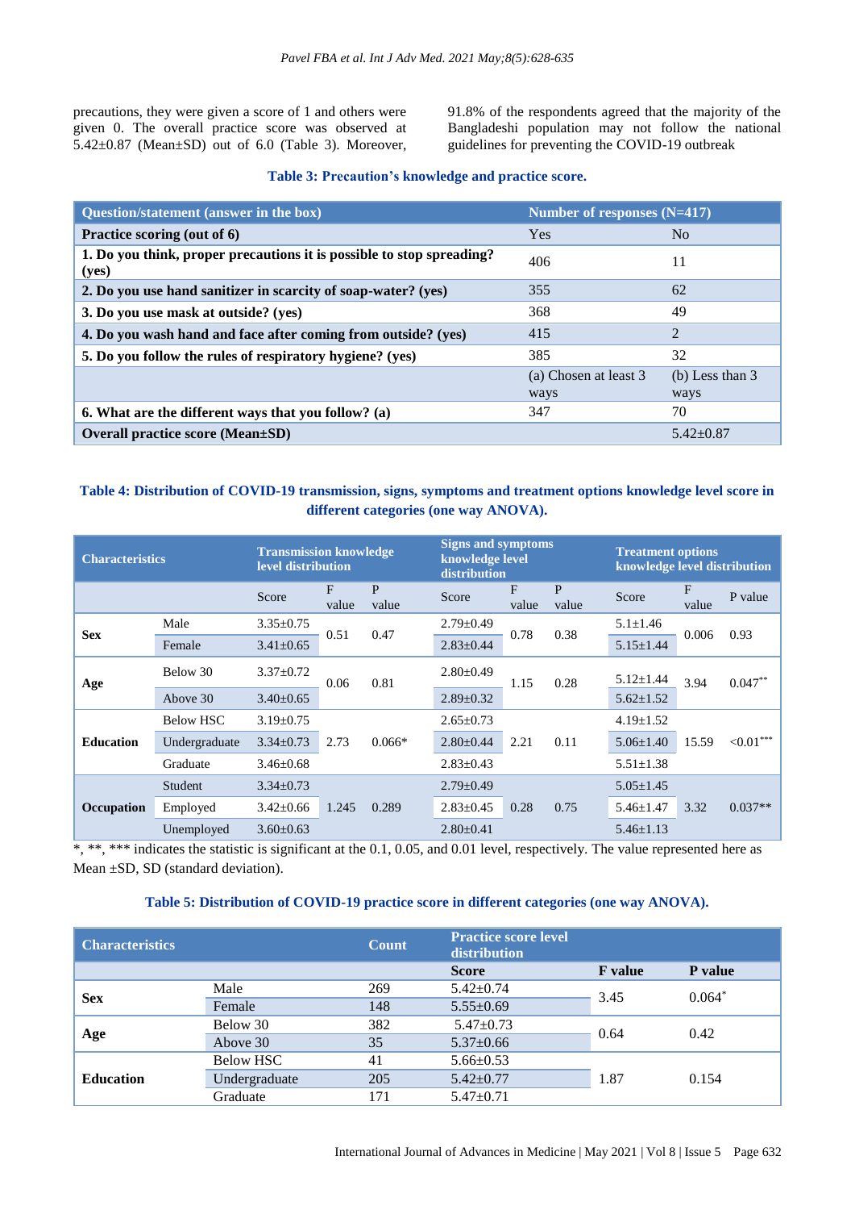precautions, they were given a score of 1 and others were given 0. The overall practice score was observed at 5.42±0.87 (Mean±SD) out of 6.0 (Table 3). Moreover, 91.8% of the respondents agreed that the majority of the Bangladeshi population may not follow the national guidelines for preventing the COVID-19 outbreak

**Table 3: Precaution's knowledge and practice score.**

| Question/statement (answer in the box) | Number of responses (N=417) | |
|---|---|---|
| **Practice scoring (out of 6)** | Yes | No |
| **1. Do you think, proper precautions it is possible to stop spreading? (yes)** | 406 | 11 |
| **2. Do you use hand sanitizer in scarcity of soap-water? (yes)** | 355 | 62 |
| **3. Do you use mask at outside? (yes)** | 368 | 49 |
| **4. Do you wash hand and face after coming from outside? (yes)** | 415 | 2 |
| **5. Do you follow the rules of respiratory hygiene? (yes)** | 385 | 32 |
| | (a) Chosen at least 3 ways | (b) Less than 3 ways |
| **6. What are the different ways that you follow? (a)** | 347 | 70 |
| **Overall practice score (Mean±SD)** | | 5.42±0.87 |

**Table 4: Distribution of COVID-19 transmission, signs, symptoms and treatment options knowledge level score in different categories (one way ANOVA).**

| Characteristics | | Transmission knowledge level distribution | | | Signs and symptoms knowledge level distribution | | | Treatment options knowledge level distribution | | |
|---|---|---|---|---|---|---|---|---|---|---|
| | | Score | F value | P value | Score | F value | P value | Score | F value | P value |
| **Sex** | Male | 3.35±0.75 | 0.51 | 0.47 | 2.79±0.49 | 0.78 | 0.38 | 5.1±1.46 | 0.006 | 0.93 |
| | Female | 3.41±0.65 | | | 2.83±0.44 | | | 5.15±1.44 | | |
| **Age** | Below 30 | 3.37±0.72 | 0.06 | 0.81 | 2.80±0.49 | 1.15 | 0.28 | 5.12±1.44 | 3.94 | 0.047** |
| | Above 30 | 3.40±0.65 | | | 2.89±0.32 | | | 5.62±1.52 | | |
| **Education** | Below HSC | 3.19±0.75 | 2.73 | 0.066* | 2.65±0.73 | 2.21 | 0.11 | 4.19±1.52 | 15.59 | <0.01*** |
| | Undergraduate | 3.34±0.73 | | | 2.80±0.44 | | | 5.06±1.40 | | |
| | Graduate | 3.46±0.68 | | | 2.83±0.43 | | | 5.51±1.38 | | |
| **Occupation** | Student | 3.34±0.73 | 1.245 | 0.289 | 2.79±0.49 | 0.28 | 0.75 | 5.05±1.45 | 3.32 | 0.037** |
| | Employed | 3.42±0.66 | | | 2.83±0.45 | | | 5.46±1.47 | | |
| | Unemployed | 3.60±0.63 | | | 2.80±0.41 | | | 5.46±1.13 | | |

*, **, *** indicates the statistic is significant at the 0.1, 0.05, and 0.01 level, respectively. The value represented here as Mean ±SD, SD (standard deviation).

**Table 5: Distribution of COVID-19 practice score in different categories (one way ANOVA).**

| Characteristics | | Count | Practice score level distribution | | |
|---|---|---|---|---|---|
| | | | **Score** | **F value** | **P value** |
| **Sex** | Male | 269 | 5.42±0.74 | 3.45 | 0.064* |
| | Female | 148 | 5.55±0.69 | | |
| **Age** | Below 30 | 382 | 5.47±0.73 | 0.64 | 0.42 |
| | Above 30 | 35 | 5.37±0.66 | | |
| **Education** | Below HSC | 41 | 5.66±0.53 | 1.87 | 0.154 |
| | Undergraduate | 205 | 5.42±0.77 | | |
| | Graduate | 171 | 5.47±0.71 | | |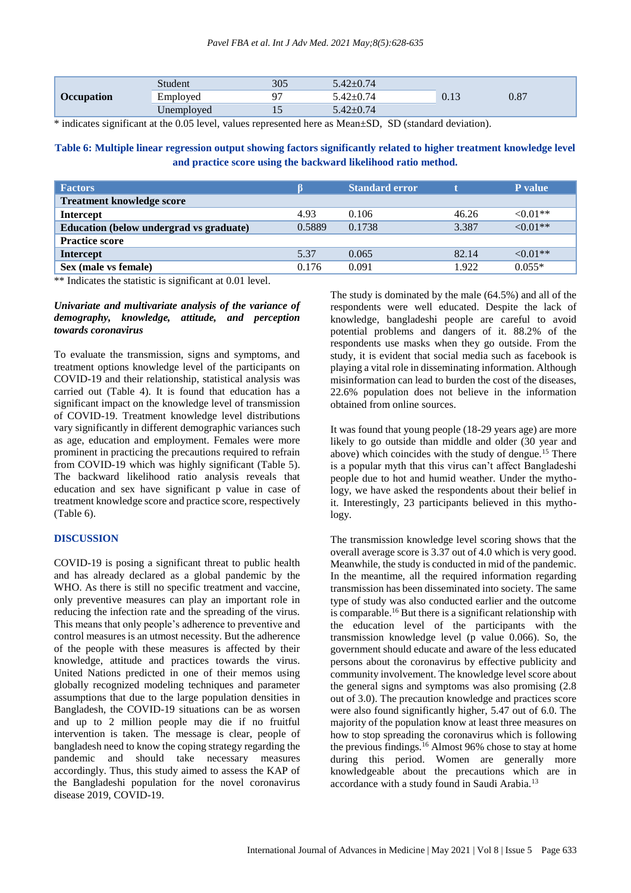| Occupation | | | | |
|---|---|---|---|---|
| | Student | 305 | 5.42±0.74 | | |
| Occupation | Employed | 97 | 5.42±0.74 | 0.13 | 0.87 |
| | Unemployed | 15 | 5.42±0.74 | | |

\* indicates significant at the 0.05 level, values represented here as Mean±SD, SD (standard deviation).

**Table 6: Multiple linear regression output showing factors significantly related to higher treatment knowledge level and practice score using the backward likelihood ratio method.**

| Factors | β | Standard error | t | P value |
|---|---|---|---|---|
| **Treatment knowledge score** | | | | |
| **Intercept** | 4.93 | 0.106 | 46.26 | <0.01** |
| **Education (below undergrad vs graduate)** | 0.5889 | 0.1738 | 3.387 | <0.01** |
| **Practice score** | | | | |
| **Intercept** | 5.37 | 0.065 | 82.14 | <0.01** |
| **Sex (male vs female)** | 0.176 | 0.091 | 1.922 | 0.055* |

** Indicates the statistic is significant at 0.01 level.

***Univariate and multivariate analysis of the variance of demography, knowledge, attitude, and perception towards coronavirus***

To evaluate the transmission, signs and symptoms, and treatment options knowledge level of the participants on COVID-19 and their relationship, statistical analysis was carried out (Table 4). It is found that education has a significant impact on the knowledge level of transmission of COVID-19. Treatment knowledge level distributions vary significantly in different demographic variances such as age, education and employment. Females were more prominent in practicing the precautions required to refrain from COVID-19 which was highly significant (Table 5). The backward likelihood ratio analysis reveals that education and sex have significant p value in case of treatment knowledge score and practice score, respectively (Table 6).

## DISCUSSION

COVID-19 is posing a significant threat to public health and has already declared as a global pandemic by the WHO. As there is still no specific treatment and vaccine, only preventive measures can play an important role in reducing the infection rate and the spreading of the virus. This means that only people's adherence to preventive and control measures is an utmost necessity. But the adherence of the people with these measures is affected by their knowledge, attitude and practices towards the virus. United Nations predicted in one of their memos using globally recognized modeling techniques and parameter assumptions that due to the large population densities in Bangladesh, the COVID-19 situations can be as worsen and up to 2 million people may die if no fruitful intervention is taken. The message is clear, people of bangladesh need to know the coping strategy regarding the pandemic and should take necessary measures accordingly. Thus, this study aimed to assess the KAP of the Bangladeshi population for the novel coronavirus disease 2019, COVID-19.

The study is dominated by the male (64.5%) and all of the respondents were well educated. Despite the lack of knowledge, bangladeshi people are careful to avoid potential problems and dangers of it. 88.2% of the respondents use masks when they go outside. From the study, it is evident that social media such as facebook is playing a vital role in disseminating information. Although misinformation can lead to burden the cost of the diseases, 22.6% population does not believe in the information obtained from online sources.

It was found that young people (18-29 years age) are more likely to go outside than middle and older (30 year and above) which coincides with the study of dengue.[15] There is a popular myth that this virus can't affect Bangladeshi people due to hot and humid weather. Under the mythology, we have asked the respondents about their belief in it. Interestingly, 23 participants believed in this mythology.

The transmission knowledge level scoring shows that the overall average score is 3.37 out of 4.0 which is very good. Meanwhile, the study is conducted in mid of the pandemic. In the meantime, all the required information regarding transmission has been disseminated into society. The same type of study was also conducted earlier and the outcome is comparable.[16] But there is a significant relationship with the education level of the participants with the transmission knowledge level (p value 0.066). So, the government should educate and aware of the less educated persons about the coronavirus by effective publicity and community involvement. The knowledge level score about the general signs and symptoms was also promising (2.8 out of 3.0). The precaution knowledge and practices score were also found significantly higher, 5.47 out of 6.0. The majority of the population know at least three measures on how to stop spreading the coronavirus which is following the previous findings.[16] Almost 96% chose to stay at home during this period. Women are generally more knowledgeable about the precautions which are in accordance with a study found in Saudi Arabia.[13]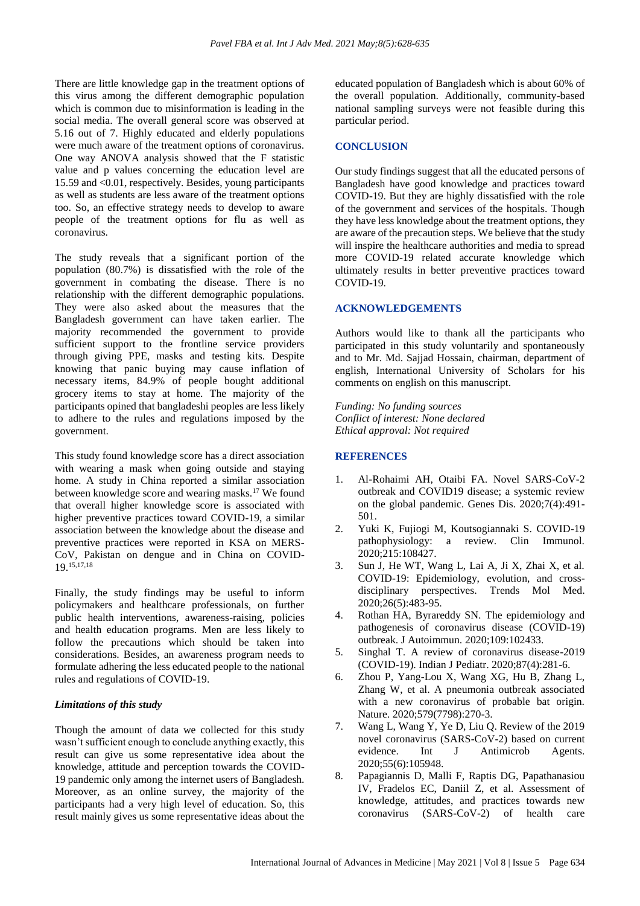There are little knowledge gap in the treatment options of this virus among the different demographic population which is common due to misinformation is leading in the social media. The overall general score was observed at 5.16 out of 7. Highly educated and elderly populations were much aware of the treatment options of coronavirus. One way ANOVA analysis showed that the F statistic value and p values concerning the education level are 15.59 and <0.01, respectively. Besides, young participants as well as students are less aware of the treatment options too. So, an effective strategy needs to develop to aware people of the treatment options for flu as well as coronavirus.

The study reveals that a significant portion of the population (80.7%) is dissatisfied with the role of the government in combating the disease. There is no relationship with the different demographic populations. They were also asked about the measures that the Bangladesh government can have taken earlier. The majority recommended the government to provide sufficient support to the frontline service providers through giving PPE, masks and testing kits. Despite knowing that panic buying may cause inflation of necessary items, 84.9% of people bought additional grocery items to stay at home. The majority of the participants opined that bangladeshi peoples are less likely to adhere to the rules and regulations imposed by the government.

This study found knowledge score has a direct association with wearing a mask when going outside and staying home. A study in China reported a similar association between knowledge score and wearing masks.[17] We found that overall higher knowledge score is associated with higher preventive practices toward COVID-19, a similar association between the knowledge about the disease and preventive practices were reported in KSA on MERS-CoV, Pakistan on dengue and in China on COVID-19.[15,17,18]

Finally, the study findings may be useful to inform policymakers and healthcare professionals, on further public health interventions, awareness-raising, policies and health education programs. Men are less likely to follow the precautions which should be taken into considerations. Besides, an awareness program needs to formulate adhering the less educated people to the national rules and regulations of COVID-19.

### *Limitations of this study*

Though the amount of data we collected for this study wasn't sufficient enough to conclude anything exactly, this result can give us some representative idea about the knowledge, attitude and perception towards the COVID-19 pandemic only among the internet users of Bangladesh. Moreover, as an online survey, the majority of the participants had a very high level of education. So, this result mainly gives us some representative ideas about the educated population of Bangladesh which is about 60% of the overall population. Additionally, community-based national sampling surveys were not feasible during this particular period.

## CONCLUSION

Our study findings suggest that all the educated persons of Bangladesh have good knowledge and practices toward COVID-19. But they are highly dissatisfied with the role of the government and services of the hospitals. Though they have less knowledge about the treatment options, they are aware of the precaution steps. We believe that the study will inspire the healthcare authorities and media to spread more COVID-19 related accurate knowledge which ultimately results in better preventive practices toward COVID-19.

## ACKNOWLEDGEMENTS

Authors would like to thank all the participants who participated in this study voluntarily and spontaneously and to Mr. Md. Sajjad Hossain, chairman, department of english, International University of Scholars for his comments on english on this manuscript.

*Funding: No funding sources*
*Conflict of interest: None declared*
*Ethical approval: Not required*

## REFERENCES

1. Al-Rohaimi AH, Otaibi FA. Novel SARS-CoV-2 outbreak and COVID19 disease; a systemic review on the global pandemic. Genes Dis. 2020;7(4):491-501.
2. Yuki K, Fujiogi M, Koutsogiannaki S. COVID-19 pathophysiology: a review. Clin Immunol. 2020;215:108427.
3. Sun J, He WT, Wang L, Lai A, Ji X, Zhai X, et al. COVID-19: Epidemiology, evolution, and cross-disciplinary perspectives. Trends Mol Med. 2020;26(5):483-95.
4. Rothan HA, Byrareddy SN. The epidemiology and pathogenesis of coronavirus disease (COVID-19) outbreak. J Autoimmun. 2020;109:102433.
5. Singhal T. A review of coronavirus disease-2019 (COVID-19). Indian J Pediatr. 2020;87(4):281-6.
6. Zhou P, Yang-Lou X, Wang XG, Hu B, Zhang L, Zhang W, et al. A pneumonia outbreak associated with a new coronavirus of probable bat origin. Nature. 2020;579(7798):270-3.
7. Wang L, Wang Y, Ye D, Liu Q. Review of the 2019 novel coronavirus (SARS-CoV-2) based on current evidence. Int J Antimicrob Agents. 2020;55(6):105948.
8. Papagiannis D, Malli F, Raptis DG, Papathanasiou IV, Fradelos EC, Daniil Z, et al. Assessment of knowledge, attitudes, and practices towards new coronavirus (SARS-CoV-2) of health care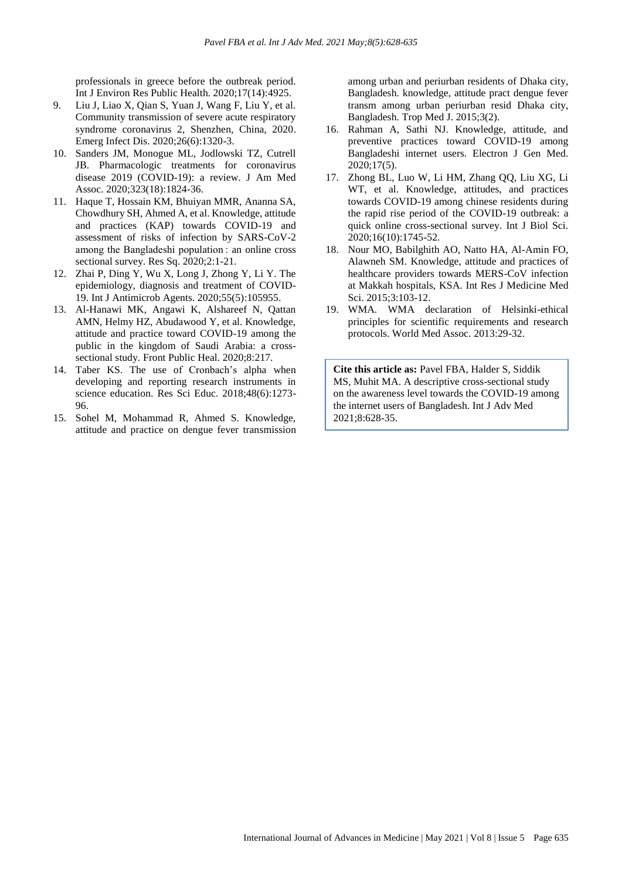professionals in greece before the outbreak period. Int J Environ Res Public Health. 2020;17(14):4925.

9. Liu J, Liao X, Qian S, Yuan J, Wang F, Liu Y, et al. Community transmission of severe acute respiratory syndrome coronavirus 2, Shenzhen, China, 2020. Emerg Infect Dis. 2020;26(6):1320-3.
10. Sanders JM, Monogue ML, Jodlowski TZ, Cutrell JB. Pharmacologic treatments for coronavirus disease 2019 (COVID-19): a review. J Am Med Assoc. 2020;323(18):1824-36.
11. Haque T, Hossain KM, Bhuiyan MMR, Ananna SA, Chowdhury SH, Ahmed A, et al. Knowledge, attitude and practices (KAP) towards COVID-19 and assessment of risks of infection by SARS-CoV-2 among the Bangladeshi population : an online cross sectional survey. Res Sq. 2020;2:1-21.
12. Zhai P, Ding Y, Wu X, Long J, Zhong Y, Li Y. The epidemiology, diagnosis and treatment of COVID-19. Int J Antimicrob Agents. 2020;55(5):105955.
13. Al-Hanawi MK, Angawi K, Alshareef N, Qattan AMN, Helmy HZ, Abudawood Y, et al. Knowledge, attitude and practice toward COVID-19 among the public in the kingdom of Saudi Arabia: a cross-sectional study. Front Public Heal. 2020;8:217.
14. Taber KS. The use of Cronbach's alpha when developing and reporting research instruments in science education. Res Sci Educ. 2018;48(6):1273-96.
15. Sohel M, Mohammad R, Ahmed S. Knowledge, attitude and practice on dengue fever transmission among urban and periurban residents of Dhaka city, Bangladesh. knowledge, attitude pract dengue fever transm among urban periurban resid Dhaka city, Bangladesh. Trop Med J. 2015;3(2).
16. Rahman A, Sathi NJ. Knowledge, attitude, and preventive practices toward COVID-19 among Bangladeshi internet users. Electron J Gen Med. 2020;17(5).
17. Zhong BL, Luo W, Li HM, Zhang QQ, Liu XG, Li WT, et al. Knowledge, attitudes, and practices towards COVID-19 among chinese residents during the rapid rise period of the COVID-19 outbreak: a quick online cross-sectional survey. Int J Biol Sci. 2020;16(10):1745-52.
18. Nour MO, Babilghith AO, Natto HA, Al-Amin FO, Alawneh SM. Knowledge, attitude and practices of healthcare providers towards MERS-CoV infection at Makkah hospitals, KSA. Int Res J Medicine Med Sci. 2015;3:103-12.
19. WMA. WMA declaration of Helsinki-ethical principles for scientific requirements and research protocols. World Med Assoc. 2013:29-32.

**Cite this article as:** Pavel FBA, Halder S, Siddik MS, Muhit MA. A descriptive cross-sectional study on the awareness level towards the COVID-19 among the internet users of Bangladesh. Int J Adv Med 2021;8:628-35.